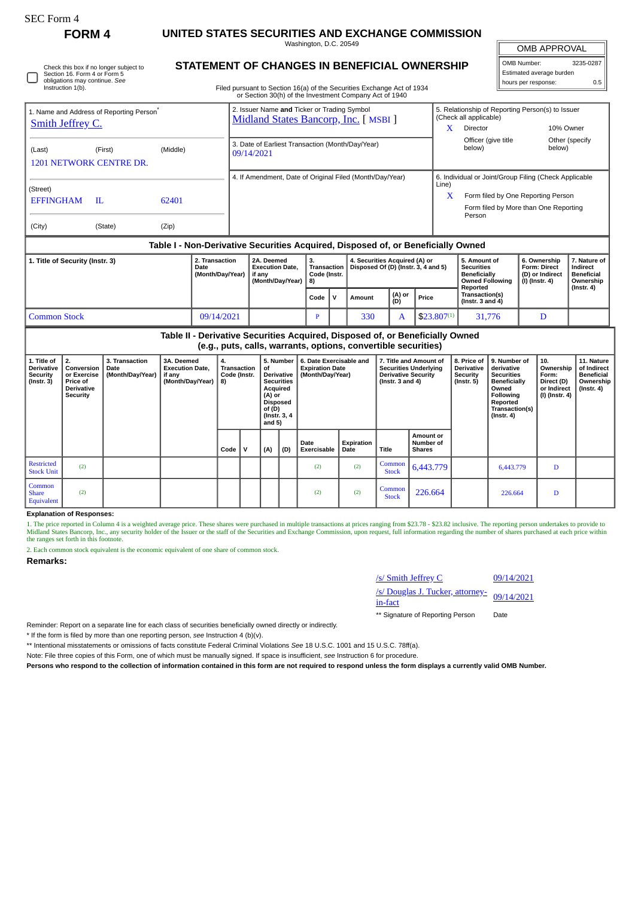SEC Form 4

# FORM 4

## UNITED STATES SECURITIES AND EXCHANGE COMMISSION

Washington, D.C. 20549

## STATEMENT OF CHANGES IN BENEFICIAL OWNERSHIP

Filed pursuant to Section 16(a) of the Securities Exchange Act of 1934 or Section 30(h) of the Investment Company Act of 1940

| OMB APPROVAL | |
|---|---|
| OMB Number: | 3235-0287 |
| Estimated average burden | |
| hours per response: | 0.5 |

☐ Check this box if no longer subject to Section 16. Form 4 or Form 5 obligations may continue. *See* Instruction 1(b).

1. Name and Address of Reporting Person*
Smith Jeffrey C.

(Last) (First) (Middle)
1201 NETWORK CENTRE DR.

(Street)
EFFINGHAM IL 62401

(City) (State) (Zip)

2. Issuer Name **and** Ticker or Trading Symbol
Midland States Bancorp, Inc. [ MSBI ]

3. Date of Earliest Transaction (Month/Day/Year)
09/14/2021

4. If Amendment, Date of Original Filed (Month/Day/Year)

5. Relationship of Reporting Person(s) to Issuer (Check all applicable)
X Director
10% Owner
Officer (give title below)
Other (specify below)

6. Individual or Joint/Group Filing (Check Applicable Line)
X Form filed by One Reporting Person
Form filed by More than One Reporting Person

### Table I - Non-Derivative Securities Acquired, Disposed of, or Beneficially Owned

| 1. Title of Security (Instr. 3) | 2. Transaction Date (Month/Day/Year) | 2A. Deemed Execution Date, if any (Month/Day/Year) | 3. Transaction Code (Instr. 8) | | 4. Securities Acquired (A) or Disposed Of (D) (Instr. 3, 4 and 5) | | | 5. Amount of Securities Beneficially Owned Following Reported Transaction(s) (Instr. 3 and 4) | 6. Ownership Form: Direct (D) or Indirect (I) (Instr. 4) | 7. Nature of Indirect Beneficial Ownership (Instr. 4) |
|---|---|---|---|---|---|---|---|---|---|---|
| | | | Code | V | Amount | (A) or (D) | Price | | | |
| Common Stock | 09/14/2021 | | P | | 330 | A | $23.807[1] | 31,776 | D | |

### Table II - Derivative Securities Acquired, Disposed of, or Beneficially Owned (e.g., puts, calls, warrants, options, convertible securities)

| 1. Title of Derivative Security (Instr. 3) | 2. Conversion or Exercise Price of Derivative Security | 3. Transaction Date (Month/Day/Year) | 3A. Deemed Execution Date, if any (Month/Day/Year) | 4. Transaction Code (Instr. 8) | | 5. Number of Derivative Securities Acquired (A) or Disposed of (D) (Instr. 3, 4 and 5) | | 6. Date Exercisable and Expiration Date (Month/Day/Year) | | 7. Title and Amount of Securities Underlying Derivative Security (Instr. 3 and 4) | | 8. Price of Derivative Security (Instr. 5) | 9. Number of derivative Securities Beneficially Owned Following Reported Transaction(s) (Instr. 4) | 10. Ownership Form: Direct (D) or Indirect (I) (Instr. 4) | 11. Nature of Indirect Beneficial Ownership (Instr. 4) |
|---|---|---|---|---|---|---|---|---|---|---|---|---|---|---|---|
| | | | | Code | V | (A) | (D) | Date Exercisable | Expiration Date | Title | Amount or Number of Shares | | | | |
| Restricted Stock Unit | (2) | | | | | | | (2) | (2) | Common Stock | 6,443.779 | | 6,443.779 | D | |
| Common Share Equivalent | (2) | | | | | | | (2) | (2) | Common Stock | 226.664 | | 226.664 | D | |

**Explanation of Responses:**

1. The price reported in Column 4 is a weighted average price. These shares were purchased in multiple transactions at prices ranging from $23.78 - $23.82 inclusive. The reporting person undertakes to provide to Midland States Bancorp, Inc., any security holder of the Issuer or the staff of the Securities and Exchange Commission, upon request, full information regarding the number of shares purchased at each price within the ranges set forth in this footnote.

2. Each common stock equivalent is the economic equivalent of one share of common stock.

**Remarks:**

| | |
|---|---|
| /s/ Smith Jeffrey C | 09/14/2021 |
| /s/ Douglas J. Tucker, attorney-in-fact | 09/14/2021 |
| ** Signature of Reporting Person | Date |

Reminder: Report on a separate line for each class of securities beneficially owned directly or indirectly.

* If the form is filed by more than one reporting person, *see* Instruction 4 (b)(v).

** Intentional misstatements or omissions of facts constitute Federal Criminal Violations *See* 18 U.S.C. 1001 and 15 U.S.C. 78ff(a).

Note: File three copies of this Form, one of which must be manually signed. If space is insufficient, *see* Instruction 6 for procedure.

**Persons who respond to the collection of information contained in this form are not required to respond unless the form displays a currently valid OMB Number.**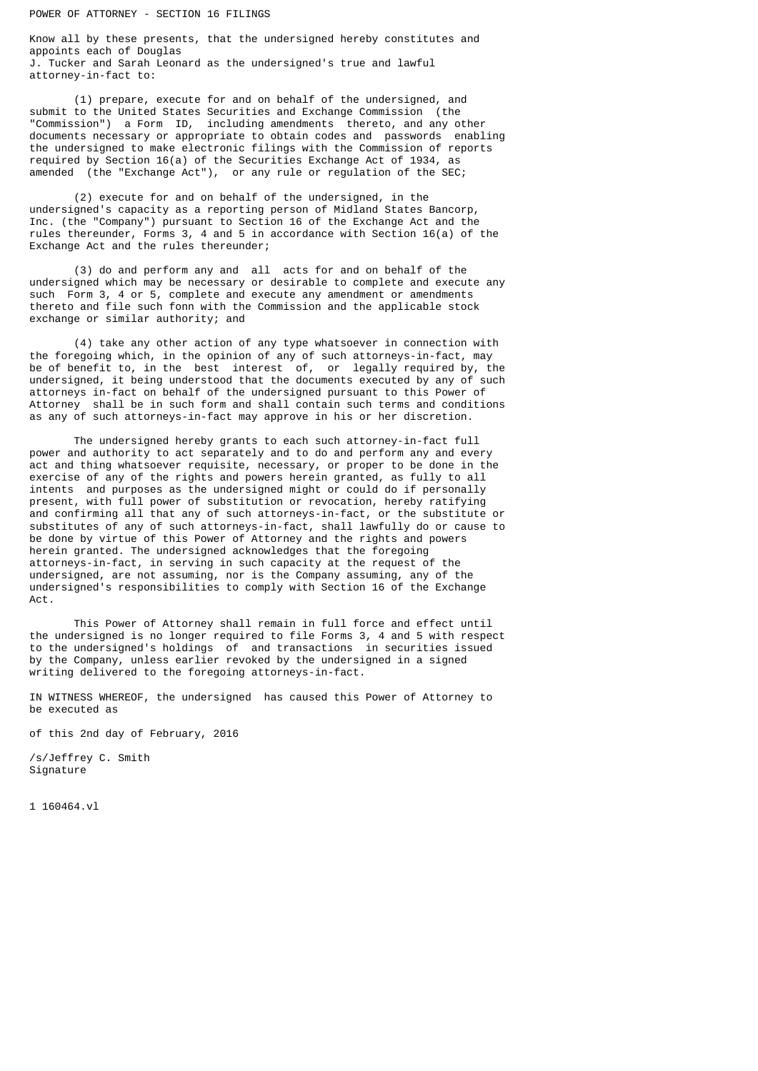POWER OF ATTORNEY - SECTION 16 FILINGS

Know all by these presents, that the undersigned hereby constitutes and appoints each of Douglas J. Tucker and Sarah Leonard as the undersigned's true and lawful attorney-in-fact to:

(1) prepare, execute for and on behalf of the undersigned, and submit to the United States Securities and Exchange Commission (the "Commission") a Form ID, including amendments thereto, and any other documents necessary or appropriate to obtain codes and passwords enabling the undersigned to make electronic filings with the Commission of reports required by Section 16(a) of the Securities Exchange Act of 1934, as amended (the "Exchange Act"), or any rule or regulation of the SEC;

(2) execute for and on behalf of the undersigned, in the undersigned's capacity as a reporting person of Midland States Bancorp, Inc. (the "Company") pursuant to Section 16 of the Exchange Act and the rules thereunder, Forms 3, 4 and 5 in accordance with Section 16(a) of the Exchange Act and the rules thereunder;

(3) do and perform any and all acts for and on behalf of the undersigned which may be necessary or desirable to complete and execute any such Form 3, 4 or 5, complete and execute any amendment or amendments thereto and file such fonn with the Commission and the applicable stock exchange or similar authority; and

(4) take any other action of any type whatsoever in connection with the foregoing which, in the opinion of any of such attorneys-in-fact, may be of benefit to, in the best interest of, or legally required by, the undersigned, it being understood that the documents executed by any of such attorneys in-fact on behalf of the undersigned pursuant to this Power of Attorney shall be in such form and shall contain such terms and conditions as any of such attorneys-in-fact may approve in his or her discretion.

The undersigned hereby grants to each such attorney-in-fact full power and authority to act separately and to do and perform any and every act and thing whatsoever requisite, necessary, or proper to be done in the exercise of any of the rights and powers herein granted, as fully to all intents and purposes as the undersigned might or could do if personally present, with full power of substitution or revocation, hereby ratifying and confirming all that any of such attorneys-in-fact, or the substitute or substitutes of any of such attorneys-in-fact, shall lawfully do or cause to be done by virtue of this Power of Attorney and the rights and powers herein granted. The undersigned acknowledges that the foregoing attorneys-in-fact, in serving in such capacity at the request of the undersigned, are not assuming, nor is the Company assuming, any of the undersigned's responsibilities to comply with Section 16 of the Exchange Act.

This Power of Attorney shall remain in full force and effect until the undersigned is no longer required to file Forms 3, 4 and 5 with respect to the undersigned's holdings of and transactions in securities issued by the Company, unless earlier revoked by the undersigned in a signed writing delivered to the foregoing attorneys-in-fact.

IN WITNESS WHEREOF, the undersigned has caused this Power of Attorney to be executed as

of this 2nd day of February, 2016

/s/Jeffrey C. Smith
Signature

1 160464.vl